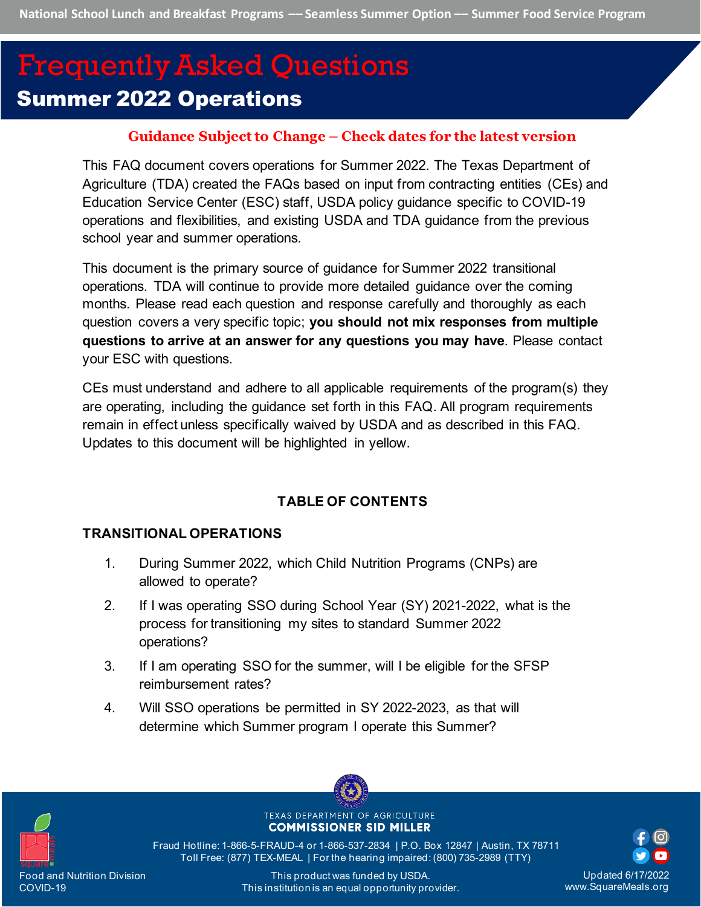National School Lunch and Breakfast Programs — Seamless Summer Option — Summer Food Service Program

# Frequently Asked Questions

## Summer 2022 Operations

**Guidance Subject to Change – Check dates for the latest version**

This FAQ document covers operations for Summer 2022. The Texas Department of Agriculture (TDA) created the FAQs based on input from contracting entities (CEs) and Education Service Center (ESC) staff, USDA policy guidance specific to COVID-19 operations and flexibilities, and existing USDA and TDA guidance from the previous school year and summer operations.

This document is the primary source of guidance for Summer 2022 transitional operations. TDA will continue to provide more detailed guidance over the coming months. Please read each question and response carefully and thoroughly as each question covers a very specific topic; **you should not mix responses from multiple questions to arrive at an answer for any questions you may have**. Please contact your ESC with questions.

CEs must understand and adhere to all applicable requirements of the program(s) they are operating, including the guidance set forth in this FAQ. All program requirements remain in effect unless specifically waived by USDA and as described in this FAQ. Updates to this document will be highlighted in yellow.

### TABLE OF CONTENTS

**TRANSITIONAL OPERATIONS**

1. During Summer 2022, which Child Nutrition Programs (CNPs) are allowed to operate?
2. If I was operating SSO during School Year (SY) 2021-2022, what is the process for transitioning my sites to standard Summer 2022 operations?
3. If I am operating SSO for the summer, will I be eligible for the SFSP reimbursement rates?
4. Will SSO operations be permitted in SY 2022-2023, as that will determine which Summer program I operate this Summer?

TEXAS DEPARTMENT OF AGRICULTURE
COMMISSIONER SID MILLER

Fraud Hotline: 1-866-5-FRAUD-4 or 1-866-537-2834 | P.O. Box 12847 | Austin, TX 78711
Toll Free: (877) TEX-MEAL | For the hearing impaired: (800) 735-2989 (TTY)

Food and Nutrition Division
COVID-19

This product was funded by USDA.
This institution is an equal opportunity provider.

Updated 6/17/2022
www.SquareMeals.org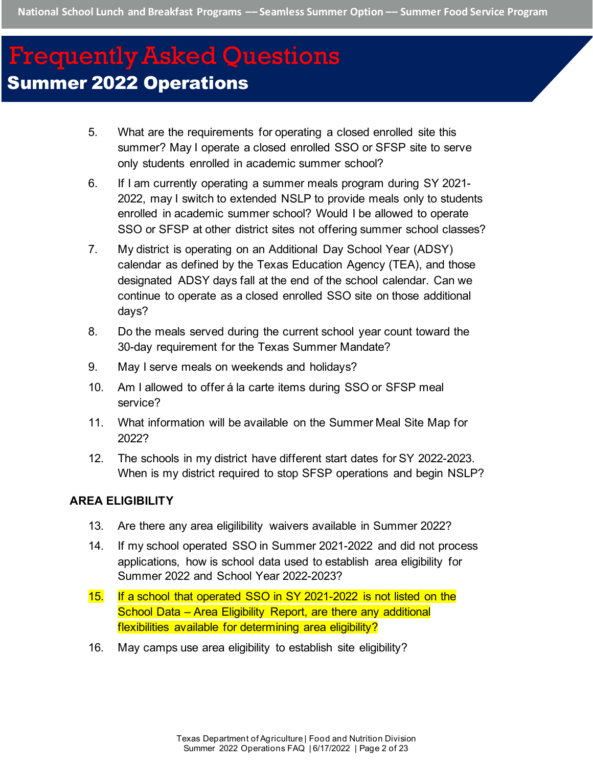# Frequently Asked Questions
## Summer 2022 Operations

5. What are the requirements for operating a closed enrolled site this summer? May I operate a closed enrolled SSO or SFSP site to serve only students enrolled in academic summer school?
6. If I am currently operating a summer meals program during SY 2021-2022, may I switch to extended NSLP to provide meals only to students enrolled in academic summer school? Would I be allowed to operate SSO or SFSP at other district sites not offering summer school classes?
7. My district is operating on an Additional Day School Year (ADSY) calendar as defined by the Texas Education Agency (TEA), and those designated ADSY days fall at the end of the school calendar. Can we continue to operate as a closed enrolled SSO site on those additional days?
8. Do the meals served during the current school year count toward the 30-day requirement for the Texas Summer Mandate?
9. May I serve meals on weekends and holidays?
10. Am I allowed to offer á la carte items during SSO or SFSP meal service?
11. What information will be available on the Summer Meal Site Map for 2022?
12. The schools in my district have different start dates for SY 2022-2023. When is my district required to stop SFSP operations and begin NSLP?

**AREA ELIGIBILITY**

13. Are there any area eligibility waivers available in Summer 2022?
14. If my school operated SSO in Summer 2021-2022 and did not process applications, how is school data used to establish area eligibility for Summer 2022 and School Year 2022-2023?
15. If a school that operated SSO in SY 2021-2022 is not listed on the School Data – Area Eligibility Report, are there any additional flexibilities available for determining area eligibility?
16. May camps use area eligibility to establish site eligibility?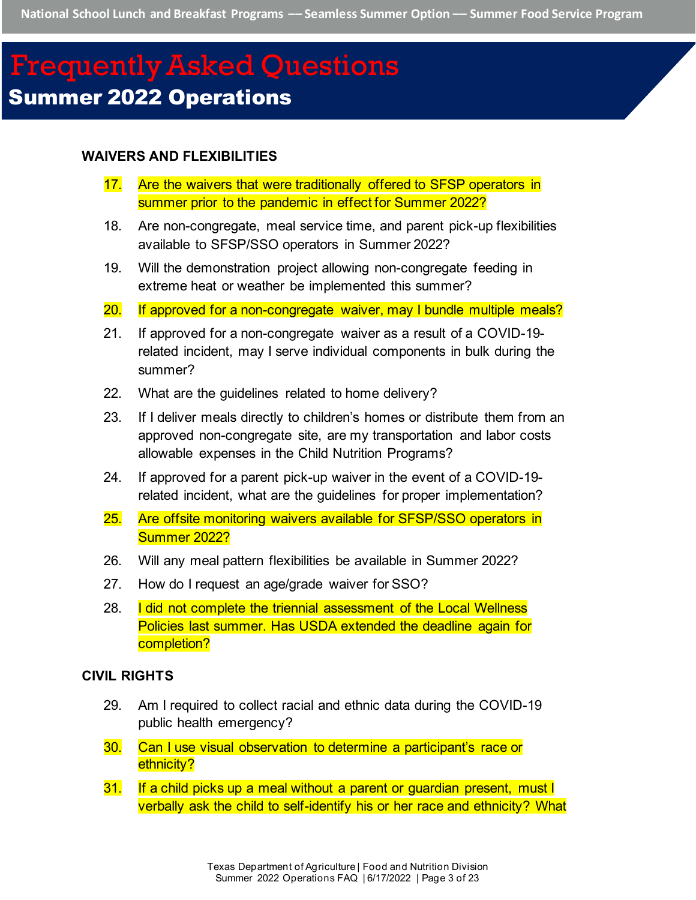# Frequently Asked Questions

## Summer 2022 Operations

### WAIVERS AND FLEXIBILITIES

17. Are the waivers that were traditionally offered to SFSP operators in summer prior to the pandemic in effect for Summer 2022?
18. Are non-congregate, meal service time, and parent pick-up flexibilities available to SFSP/SSO operators in Summer 2022?
19. Will the demonstration project allowing non-congregate feeding in extreme heat or weather be implemented this summer?
20. If approved for a non-congregate waiver, may I bundle multiple meals?
21. If approved for a non-congregate waiver as a result of a COVID-19-related incident, may I serve individual components in bulk during the summer?
22. What are the guidelines related to home delivery?
23. If I deliver meals directly to children's homes or distribute them from an approved non-congregate site, are my transportation and labor costs allowable expenses in the Child Nutrition Programs?
24. If approved for a parent pick-up waiver in the event of a COVID-19-related incident, what are the guidelines for proper implementation?
25. Are offsite monitoring waivers available for SFSP/SSO operators in Summer 2022?
26. Will any meal pattern flexibilities be available in Summer 2022?
27. How do I request an age/grade waiver for SSO?
28. I did not complete the triennial assessment of the Local Wellness Policies last summer. Has USDA extended the deadline again for completion?

### CIVIL RIGHTS

29. Am I required to collect racial and ethnic data during the COVID-19 public health emergency?
30. Can I use visual observation to determine a participant's race or ethnicity?
31. If a child picks up a meal without a parent or guardian present, must I verbally ask the child to self-identify his or her race and ethnicity? What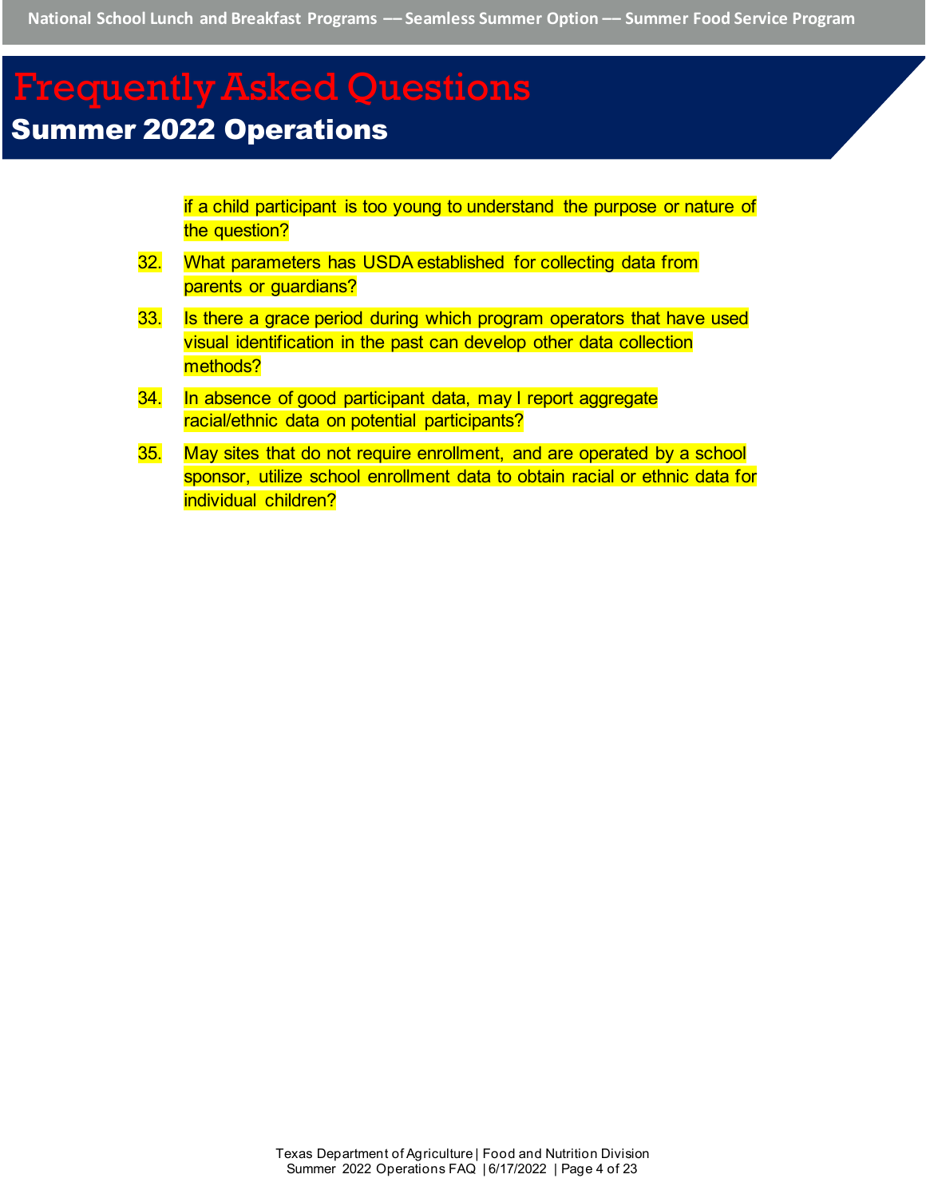if a child participant is too young to understand the purpose or nature of the question?

32. What parameters has USDA established for collecting data from parents or guardians?
33. Is there a grace period during which program operators that have used visual identification in the past can develop other data collection methods?
34. In absence of good participant data, may I report aggregate racial/ethnic data on potential participants?
35. May sites that do not require enrollment, and are operated by a school sponsor, utilize school enrollment data to obtain racial or ethnic data for individual children?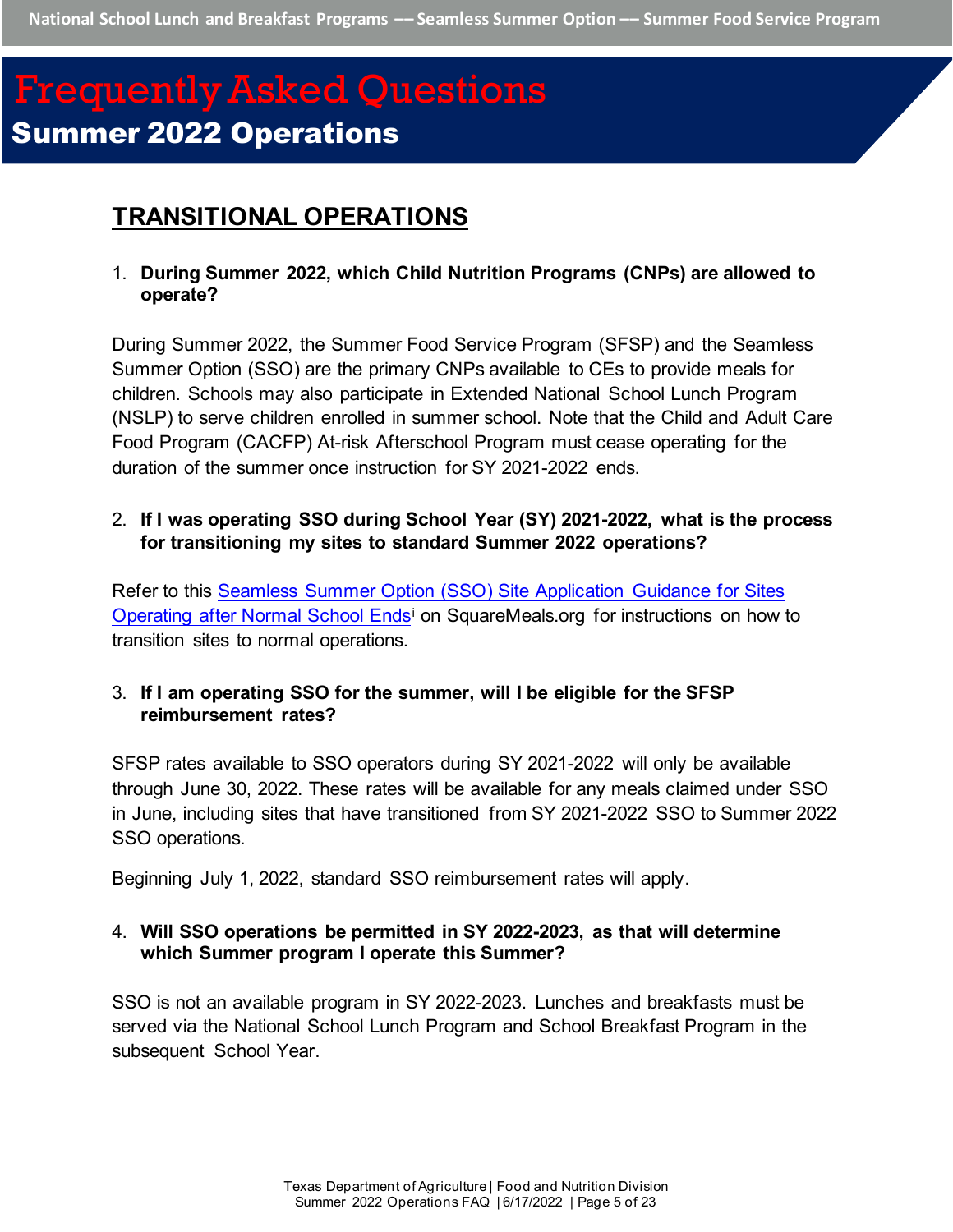# Frequently Asked Questions

## Summer 2022 Operations

### TRANSITIONAL OPERATIONS

1. **During Summer 2022, which Child Nutrition Programs (CNPs) are allowed to operate?**

During Summer 2022, the Summer Food Service Program (SFSP) and the Seamless Summer Option (SSO) are the primary CNPs available to CEs to provide meals for children. Schools may also participate in Extended National School Lunch Program (NSLP) to serve children enrolled in summer school. Note that the Child and Adult Care Food Program (CACFP) At-risk Afterschool Program must cease operating for the duration of the summer once instruction for SY 2021-2022 ends.

2. **If I was operating SSO during School Year (SY) 2021-2022, what is the process for transitioning my sites to standard Summer 2022 operations?**

Refer to this Seamless Summer Option (SSO) Site Application Guidance for Sites Operating after Normal School Ends[i] on SquareMeals.org for instructions on how to transition sites to normal operations.

3. **If I am operating SSO for the summer, will I be eligible for the SFSP reimbursement rates?**

SFSP rates available to SSO operators during SY 2021-2022 will only be available through June 30, 2022. These rates will be available for any meals claimed under SSO in June, including sites that have transitioned from SY 2021-2022 SSO to Summer 2022 SSO operations.

Beginning July 1, 2022, standard SSO reimbursement rates will apply.

4. **Will SSO operations be permitted in SY 2022-2023, as that will determine which Summer program I operate this Summer?**

SSO is not an available program in SY 2022-2023. Lunches and breakfasts must be served via the National School Lunch Program and School Breakfast Program in the subsequent School Year.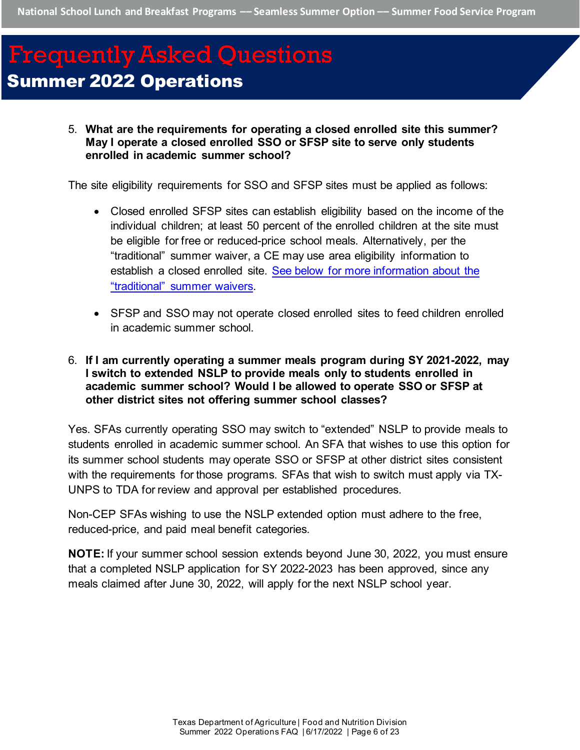5. **What are the requirements for operating a closed enrolled site this summer? May I operate a closed enrolled SSO or SFSP site to serve only students enrolled in academic summer school?**

The site eligibility requirements for SSO and SFSP sites must be applied as follows:

- Closed enrolled SFSP sites can establish eligibility based on the income of the individual children; at least 50 percent of the enrolled children at the site must be eligible for free or reduced-price school meals. Alternatively, per the "traditional" summer waiver, a CE may use area eligibility information to establish a closed enrolled site. See below for more information about the "traditional" summer waivers.

- SFSP and SSO may not operate closed enrolled sites to feed children enrolled in academic summer school.

6. **If I am currently operating a summer meals program during SY 2021-2022, may I switch to extended NSLP to provide meals only to students enrolled in academic summer school? Would I be allowed to operate SSO or SFSP at other district sites not offering summer school classes?**

Yes. SFAs currently operating SSO may switch to "extended" NSLP to provide meals to students enrolled in academic summer school. An SFA that wishes to use this option for its summer school students may operate SSO or SFSP at other district sites consistent with the requirements for those programs. SFAs that wish to switch must apply via TX-UNPS to TDA for review and approval per established procedures.

Non-CEP SFAs wishing to use the NSLP extended option must adhere to the free, reduced-price, and paid meal benefit categories.

**NOTE:** If your summer school session extends beyond June 30, 2022, you must ensure that a completed NSLP application for SY 2022-2023 has been approved, since any meals claimed after June 30, 2022, will apply for the next NSLP school year.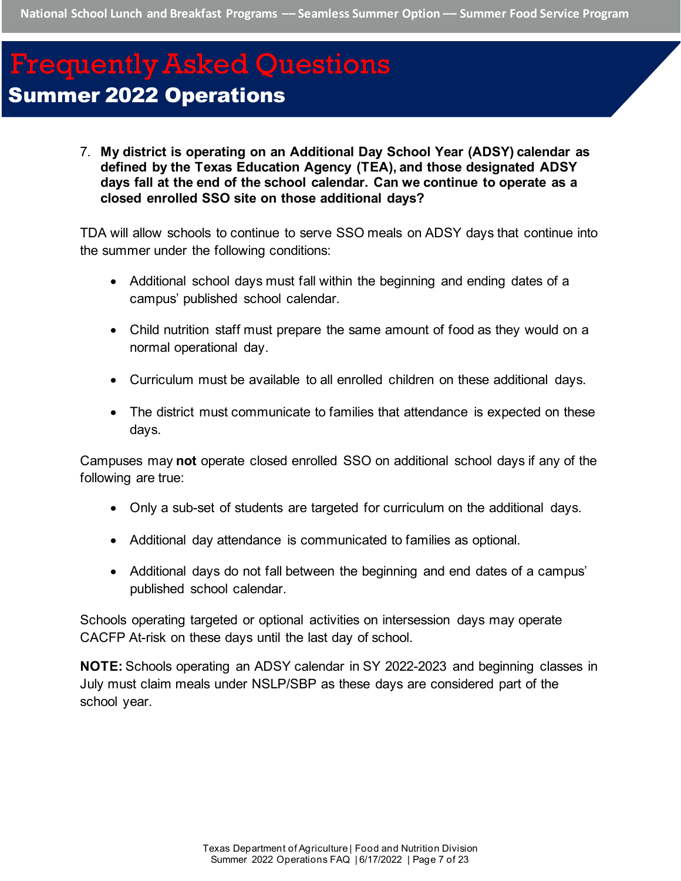# Frequently Asked Questions

## Summer 2022 Operations

7. **My district is operating on an Additional Day School Year (ADSY) calendar as defined by the Texas Education Agency (TEA), and those designated ADSY days fall at the end of the school calendar. Can we continue to operate as a closed enrolled SSO site on those additional days?**

TDA will allow schools to continue to serve SSO meals on ADSY days that continue into the summer under the following conditions:

- Additional school days must fall within the beginning and ending dates of a campus' published school calendar.
- Child nutrition staff must prepare the same amount of food as they would on a normal operational day.
- Curriculum must be available to all enrolled children on these additional days.
- The district must communicate to families that attendance is expected on these days.

Campuses may **not** operate closed enrolled SSO on additional school days if any of the following are true:

- Only a sub-set of students are targeted for curriculum on the additional days.
- Additional day attendance is communicated to families as optional.
- Additional days do not fall between the beginning and end dates of a campus' published school calendar.

Schools operating targeted or optional activities on intersession days may operate CACFP At-risk on these days until the last day of school.

**NOTE:** Schools operating an ADSY calendar in SY 2022-2023 and beginning classes in July must claim meals under NSLP/SBP as these days are considered part of the school year.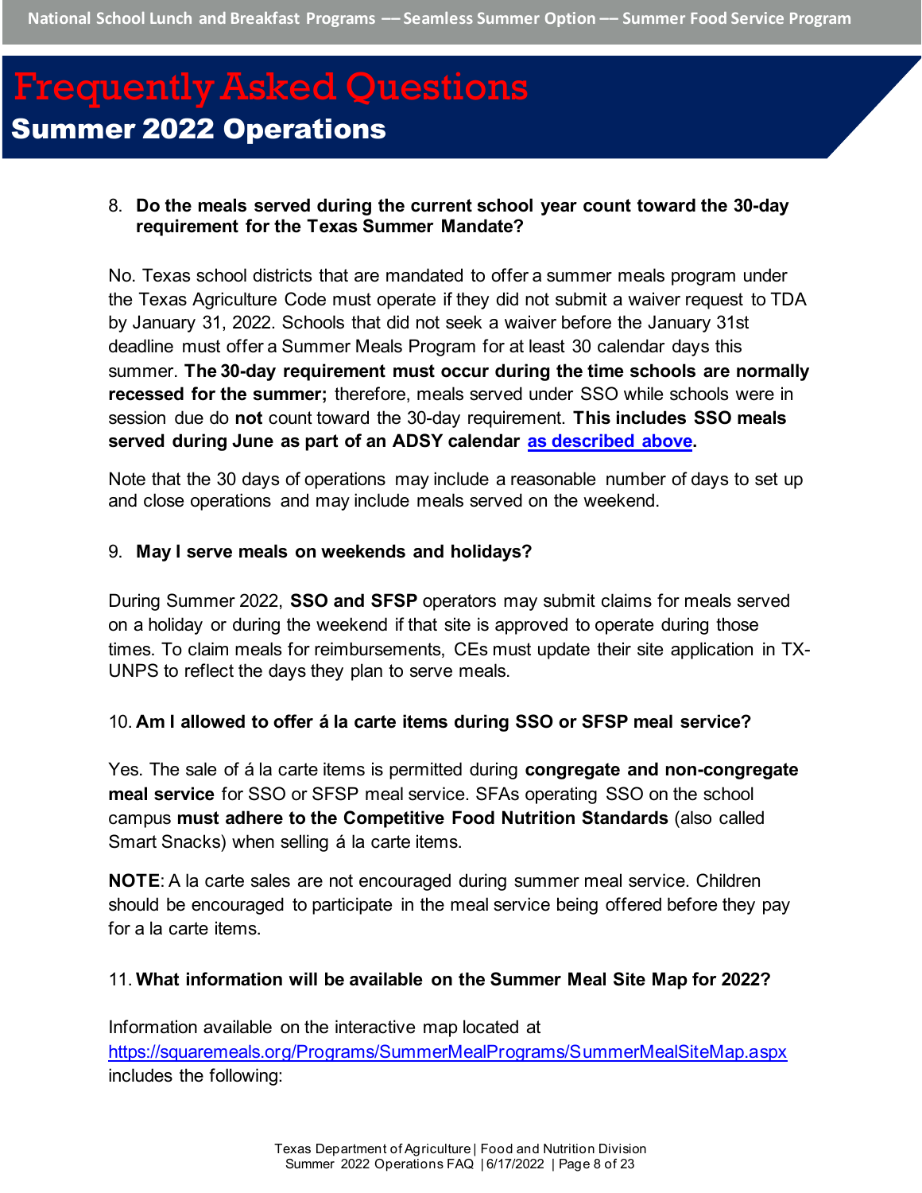8. **Do the meals served during the current school year count toward the 30-day requirement for the Texas Summer Mandate?**

No. Texas school districts that are mandated to offer a summer meals program under the Texas Agriculture Code must operate if they did not submit a waiver request to TDA by January 31, 2022. Schools that did not seek a waiver before the January 31st deadline must offer a Summer Meals Program for at least 30 calendar days this summer. **The 30-day requirement must occur during the time schools are normally recessed for the summer;** therefore, meals served under SSO while schools were in session due do **not** count toward the 30-day requirement. **This includes SSO meals served during June as part of an ADSY calendar [as described above](#).**

Note that the 30 days of operations may include a reasonable number of days to set up and close operations and may include meals served on the weekend.

9. **May I serve meals on weekends and holidays?**

During Summer 2022, **SSO and SFSP** operators may submit claims for meals served on a holiday or during the weekend if that site is approved to operate during those times. To claim meals for reimbursements, CEs must update their site application in TX-UNPS to reflect the days they plan to serve meals.

10. **Am I allowed to offer á la carte items during SSO or SFSP meal service?**

Yes. The sale of á la carte items is permitted during **congregate and non-congregate meal service** for SSO or SFSP meal service. SFAs operating SSO on the school campus **must adhere to the Competitive Food Nutrition Standards** (also called Smart Snacks) when selling á la carte items.

**NOTE**: A la carte sales are not encouraged during summer meal service. Children should be encouraged to participate in the meal service being offered before they pay for a la carte items.

11. **What information will be available on the Summer Meal Site Map for 2022?**

Information available on the interactive map located at https://squaremeals.org/Programs/SummerMealPrograms/SummerMealSiteMap.aspx includes the following: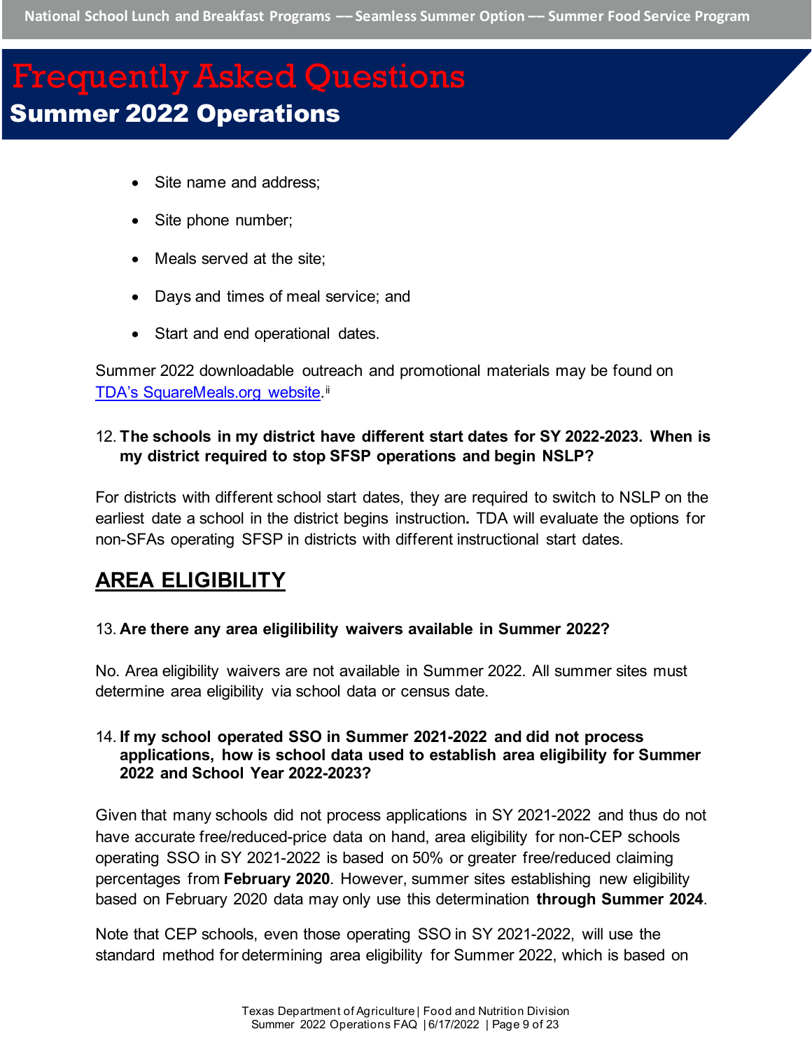- Site name and address;
- Site phone number;
- Meals served at the site;
- Days and times of meal service; and
- Start and end operational dates.

Summer 2022 downloadable outreach and promotional materials may be found on [TDA's SquareMeals.org website](#).[ii]

**12. The schools in my district have different start dates for SY 2022-2023. When is my district required to stop SFSP operations and begin NSLP?**

For districts with different school start dates, they are required to switch to NSLP on the earliest date a school in the district begins instruction**.** TDA will evaluate the options for non-SFAs operating SFSP in districts with different instructional start dates.

## AREA ELIGIBILITY

**13. Are there any area eligilibility waivers available in Summer 2022?**

No. Area eligibility waivers are not available in Summer 2022. All summer sites must determine area eligibility via school data or census date.

**14. If my school operated SSO in Summer 2021-2022 and did not process applications, how is school data used to establish area eligibility for Summer 2022 and School Year 2022-2023?**

Given that many schools did not process applications in SY 2021-2022 and thus do not have accurate free/reduced-price data on hand, area eligibility for non-CEP schools operating SSO in SY 2021-2022 is based on 50% or greater free/reduced claiming percentages from **February 2020**. However, summer sites establishing new eligibility based on February 2020 data may only use this determination **through Summer 2024**.

Note that CEP schools, even those operating SSO in SY 2021-2022, will use the standard method for determining area eligibility for Summer 2022, which is based on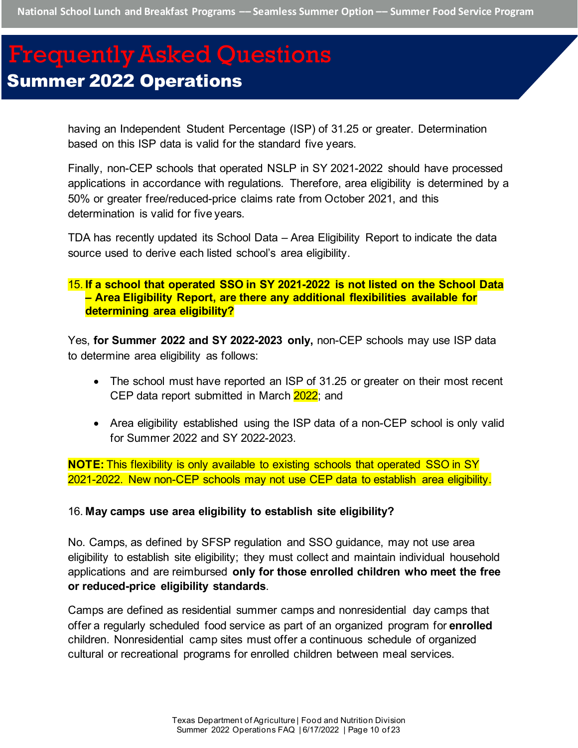having an Independent Student Percentage (ISP) of 31.25 or greater. Determination based on this ISP data is valid for the standard five years.

Finally, non-CEP schools that operated NSLP in SY 2021-2022 should have processed applications in accordance with regulations. Therefore, area eligibility is determined by a 50% or greater free/reduced-price claims rate from October 2021, and this determination is valid for five years.

TDA has recently updated its School Data – Area Eligibility Report to indicate the data source used to derive each listed school's area eligibility.

15. **If a school that operated SSO in SY 2021-2022 is not listed on the School Data – Area Eligibility Report, are there any additional flexibilities available for determining area eligibility?**

Yes, **for Summer 2022 and SY 2022-2023 only,** non-CEP schools may use ISP data to determine area eligibility as follows:

- The school must have reported an ISP of 31.25 or greater on their most recent CEP data report submitted in March 2022; and
- Area eligibility established using the ISP data of a non-CEP school is only valid for Summer 2022 and SY 2022-2023.

**NOTE:** This flexibility is only available to existing schools that operated SSO in SY 2021-2022. New non-CEP schools may not use CEP data to establish area eligibility.

16. **May camps use area eligibility to establish site eligibility?**

No. Camps, as defined by SFSP regulation and SSO guidance, may not use area eligibility to establish site eligibility; they must collect and maintain individual household applications and are reimbursed **only for those enrolled children who meet the free or reduced-price eligibility standards**.

Camps are defined as residential summer camps and nonresidential day camps that offer a regularly scheduled food service as part of an organized program for **enrolled** children. Nonresidential camp sites must offer a continuous schedule of organized cultural or recreational programs for enrolled children between meal services.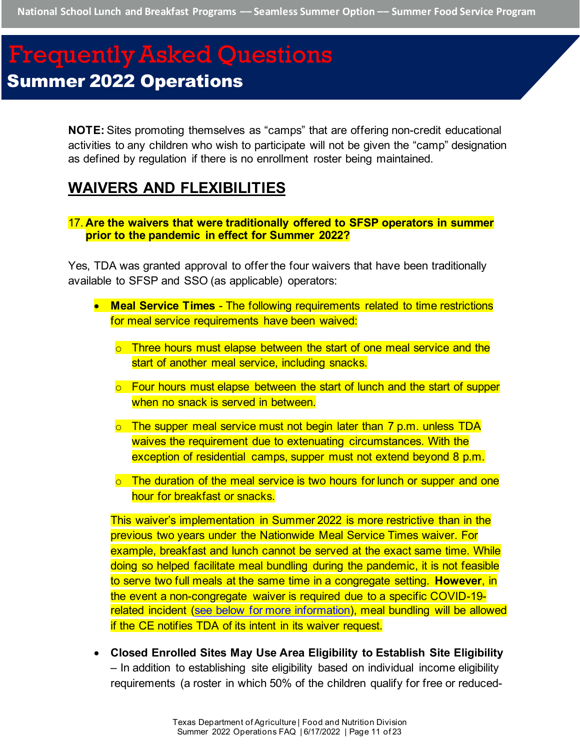**NOTE:** Sites promoting themselves as "camps" that are offering non-credit educational activities to any children who wish to participate will not be given the "camp" designation as defined by regulation if there is no enrollment roster being maintained.

## WAIVERS AND FLEXIBILITIES

### 17. Are the waivers that were traditionally offered to SFSP operators in summer prior to the pandemic in effect for Summer 2022?

Yes, TDA was granted approval to offer the four waivers that have been traditionally available to SFSP and SSO (as applicable) operators:

- **Meal Service Times** - The following requirements related to time restrictions for meal service requirements have been waived:
  - Three hours must elapse between the start of one meal service and the start of another meal service, including snacks.
  - Four hours must elapse between the start of lunch and the start of supper when no snack is served in between.
  - The supper meal service must not begin later than 7 p.m. unless TDA waives the requirement due to extenuating circumstances. With the exception of residential camps, supper must not extend beyond 8 p.m.
  - The duration of the meal service is two hours for lunch or supper and one hour for breakfast or snacks.

  This waiver's implementation in Summer 2022 is more restrictive than in the previous two years under the Nationwide Meal Service Times waiver. For example, breakfast and lunch cannot be served at the exact same time. While doing so helped facilitate meal bundling during the pandemic, it is not feasible to serve two full meals at the same time in a congregate setting. **However**, in the event a non-congregate waiver is required due to a specific COVID-19-related incident (see below for more information), meal bundling will be allowed if the CE notifies TDA of its intent in its waiver request.

- **Closed Enrolled Sites May Use Area Eligibility to Establish Site Eligibility** – In addition to establishing site eligibility based on individual income eligibility requirements (a roster in which 50% of the children qualify for free or reduced-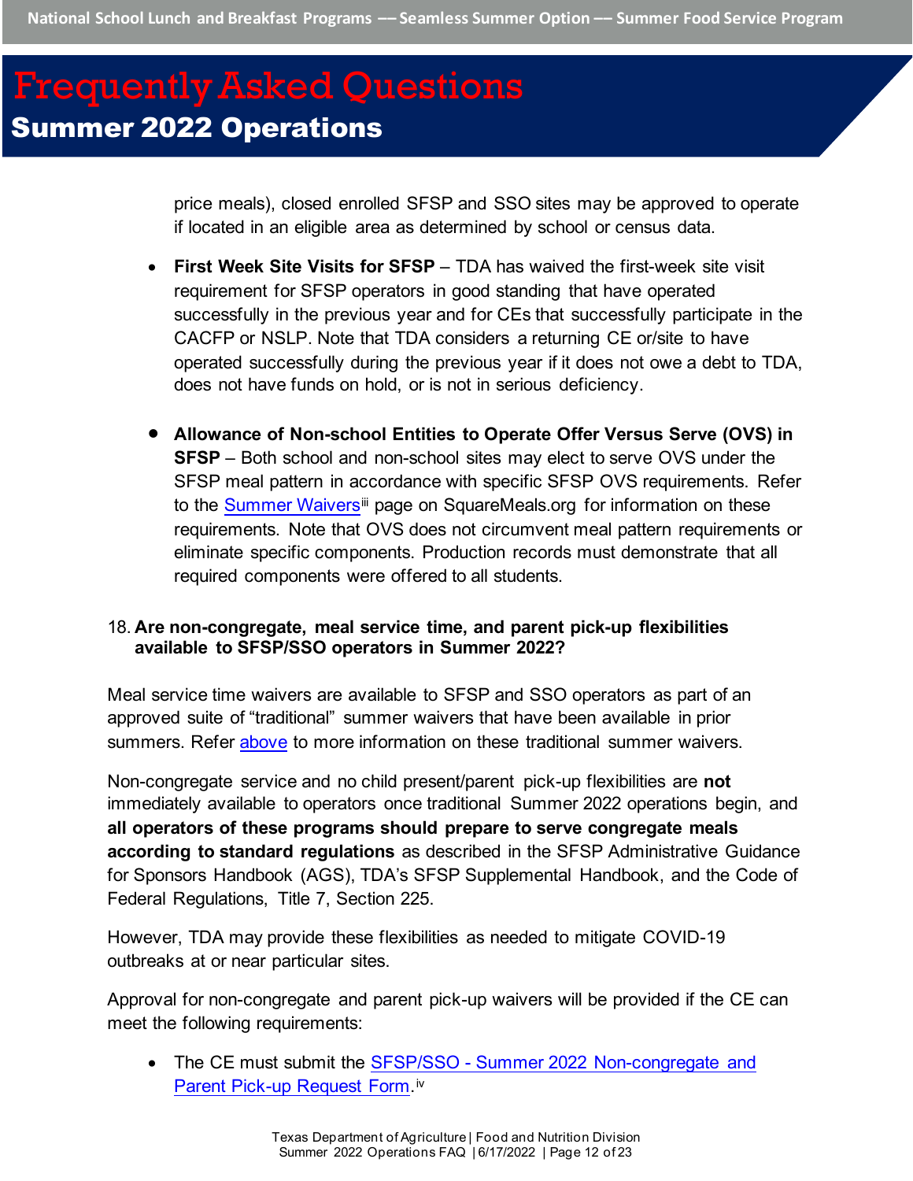price meals), closed enrolled SFSP and SSO sites may be approved to operate if located in an eligible area as determined by school or census data.

- **First Week Site Visits for SFSP** – TDA has waived the first-week site visit requirement for SFSP operators in good standing that have operated successfully in the previous year and for CEs that successfully participate in the CACFP or NSLP. Note that TDA considers a returning CE or/site to have operated successfully during the previous year if it does not owe a debt to TDA, does not have funds on hold, or is not in serious deficiency.

- **Allowance of Non-school Entities to Operate Offer Versus Serve (OVS) in SFSP** – Both school and non-school sites may elect to serve OVS under the SFSP meal pattern in accordance with specific SFSP OVS requirements. Refer to the Summer Waivers[iii] page on SquareMeals.org for information on these requirements. Note that OVS does not circumvent meal pattern requirements or eliminate specific components. Production records must demonstrate that all required components were offered to all students.

### 18. Are non-congregate, meal service time, and parent pick-up flexibilities available to SFSP/SSO operators in Summer 2022?

Meal service time waivers are available to SFSP and SSO operators as part of an approved suite of "traditional" summer waivers that have been available in prior summers. Refer above to more information on these traditional summer waivers.

Non-congregate service and no child present/parent pick-up flexibilities are **not** immediately available to operators once traditional Summer 2022 operations begin, and **all operators of these programs should prepare to serve congregate meals according to standard regulations** as described in the SFSP Administrative Guidance for Sponsors Handbook (AGS), TDA's SFSP Supplemental Handbook, and the Code of Federal Regulations, Title 7, Section 225.

However, TDA may provide these flexibilities as needed to mitigate COVID-19 outbreaks at or near particular sites.

Approval for non-congregate and parent pick-up waivers will be provided if the CE can meet the following requirements:

- The CE must submit the SFSP/SSO - Summer 2022 Non-congregate and Parent Pick-up Request Form.[iv]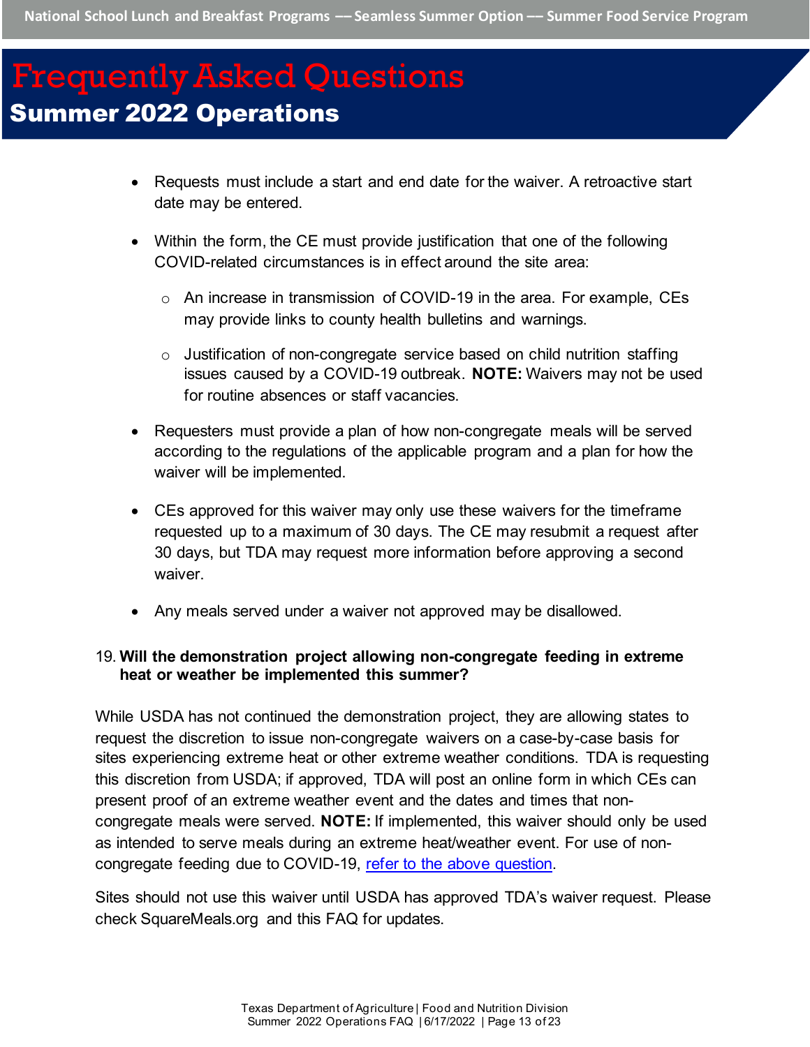- Requests must include a start and end date for the waiver. A retroactive start date may be entered.
- Within the form, the CE must provide justification that one of the following COVID-related circumstances is in effect around the site area:
  - An increase in transmission of COVID-19 in the area. For example, CEs may provide links to county health bulletins and warnings.
  - Justification of non-congregate service based on child nutrition staffing issues caused by a COVID-19 outbreak. **NOTE:** Waivers may not be used for routine absences or staff vacancies.
- Requesters must provide a plan of how non-congregate meals will be served according to the regulations of the applicable program and a plan for how the waiver will be implemented.
- CEs approved for this waiver may only use these waivers for the timeframe requested up to a maximum of 30 days. The CE may resubmit a request after 30 days, but TDA may request more information before approving a second waiver.
- Any meals served under a waiver not approved may be disallowed.

19. **Will the demonstration project allowing non-congregate feeding in extreme heat or weather be implemented this summer?**

While USDA has not continued the demonstration project, they are allowing states to request the discretion to issue non-congregate waivers on a case-by-case basis for sites experiencing extreme heat or other extreme weather conditions. TDA is requesting this discretion from USDA; if approved, TDA will post an online form in which CEs can present proof of an extreme weather event and the dates and times that non-congregate meals were served. **NOTE:** If implemented, this waiver should only be used as intended to serve meals during an extreme heat/weather event. For use of non-congregate feeding due to COVID-19, refer to the above question.

Sites should not use this waiver until USDA has approved TDA's waiver request. Please check SquareMeals.org and this FAQ for updates.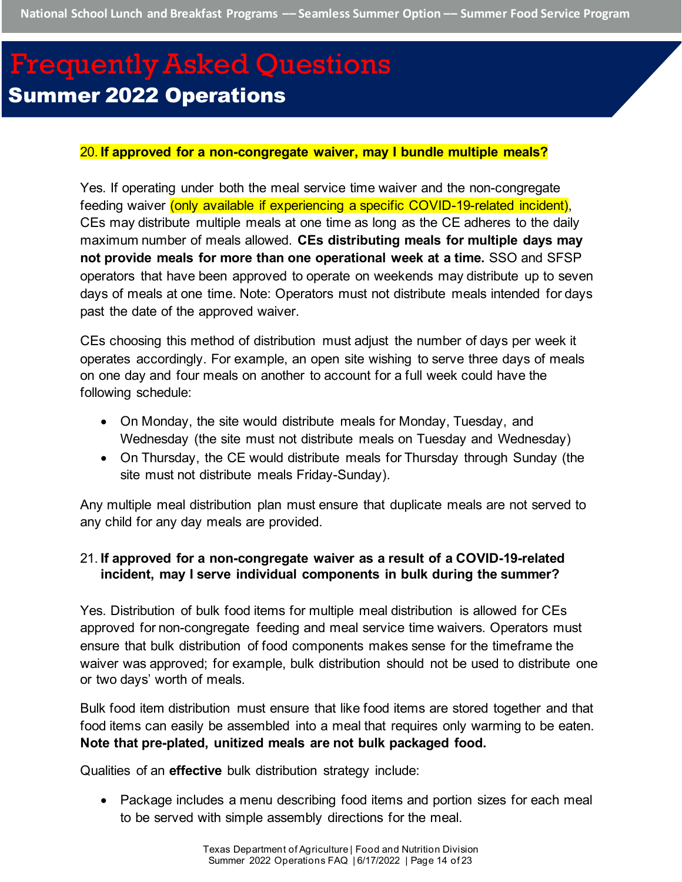**20. If approved for a non-congregate waiver, may I bundle multiple meals?**

Yes. If operating under both the meal service time waiver and the non-congregate feeding waiver (only available if experiencing a specific COVID-19-related incident), CEs may distribute multiple meals at one time as long as the CE adheres to the daily maximum number of meals allowed. **CEs distributing meals for multiple days may not provide meals for more than one operational week at a time.** SSO and SFSP operators that have been approved to operate on weekends may distribute up to seven days of meals at one time. Note: Operators must not distribute meals intended for days past the date of the approved waiver.

CEs choosing this method of distribution must adjust the number of days per week it operates accordingly. For example, an open site wishing to serve three days of meals on one day and four meals on another to account for a full week could have the following schedule:

- On Monday, the site would distribute meals for Monday, Tuesday, and Wednesday (the site must not distribute meals on Tuesday and Wednesday)
- On Thursday, the CE would distribute meals for Thursday through Sunday (the site must not distribute meals Friday-Sunday).

Any multiple meal distribution plan must ensure that duplicate meals are not served to any child for any day meals are provided.

**21. If approved for a non-congregate waiver as a result of a COVID-19-related incident, may I serve individual components in bulk during the summer?**

Yes. Distribution of bulk food items for multiple meal distribution is allowed for CEs approved for non-congregate feeding and meal service time waivers. Operators must ensure that bulk distribution of food components makes sense for the timeframe the waiver was approved; for example, bulk distribution should not be used to distribute one or two days' worth of meals.

Bulk food item distribution must ensure that like food items are stored together and that food items can easily be assembled into a meal that requires only warming to be eaten. **Note that pre-plated, unitized meals are not bulk packaged food.**

Qualities of an **effective** bulk distribution strategy include:

- Package includes a menu describing food items and portion sizes for each meal to be served with simple assembly directions for the meal.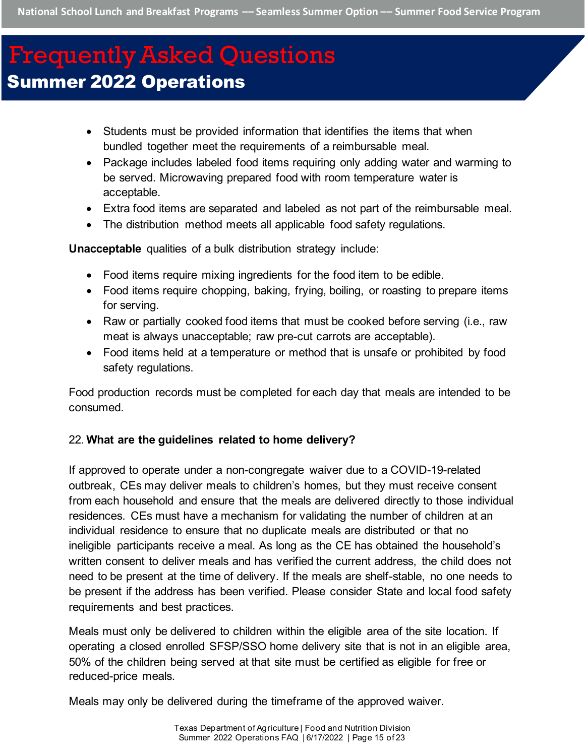- Students must be provided information that identifies the items that when bundled together meet the requirements of a reimbursable meal.
- Package includes labeled food items requiring only adding water and warming to be served. Microwaving prepared food with room temperature water is acceptable.
- Extra food items are separated and labeled as not part of the reimbursable meal.
- The distribution method meets all applicable food safety regulations.

**Unacceptable** qualities of a bulk distribution strategy include:

- Food items require mixing ingredients for the food item to be edible.
- Food items require chopping, baking, frying, boiling, or roasting to prepare items for serving.
- Raw or partially cooked food items that must be cooked before serving (i.e., raw meat is always unacceptable; raw pre-cut carrots are acceptable).
- Food items held at a temperature or method that is unsafe or prohibited by food safety regulations.

Food production records must be completed for each day that meals are intended to be consumed.

22. **What are the guidelines related to home delivery?**

If approved to operate under a non-congregate waiver due to a COVID-19-related outbreak, CEs may deliver meals to children's homes, but they must receive consent from each household and ensure that the meals are delivered directly to those individual residences. CEs must have a mechanism for validating the number of children at an individual residence to ensure that no duplicate meals are distributed or that no ineligible participants receive a meal. As long as the CE has obtained the household's written consent to deliver meals and has verified the current address, the child does not need to be present at the time of delivery. If the meals are shelf-stable, no one needs to be present if the address has been verified. Please consider State and local food safety requirements and best practices.

Meals must only be delivered to children within the eligible area of the site location. If operating a closed enrolled SFSP/SSO home delivery site that is not in an eligible area, 50% of the children being served at that site must be certified as eligible for free or reduced-price meals.

Meals may only be delivered during the timeframe of the approved waiver.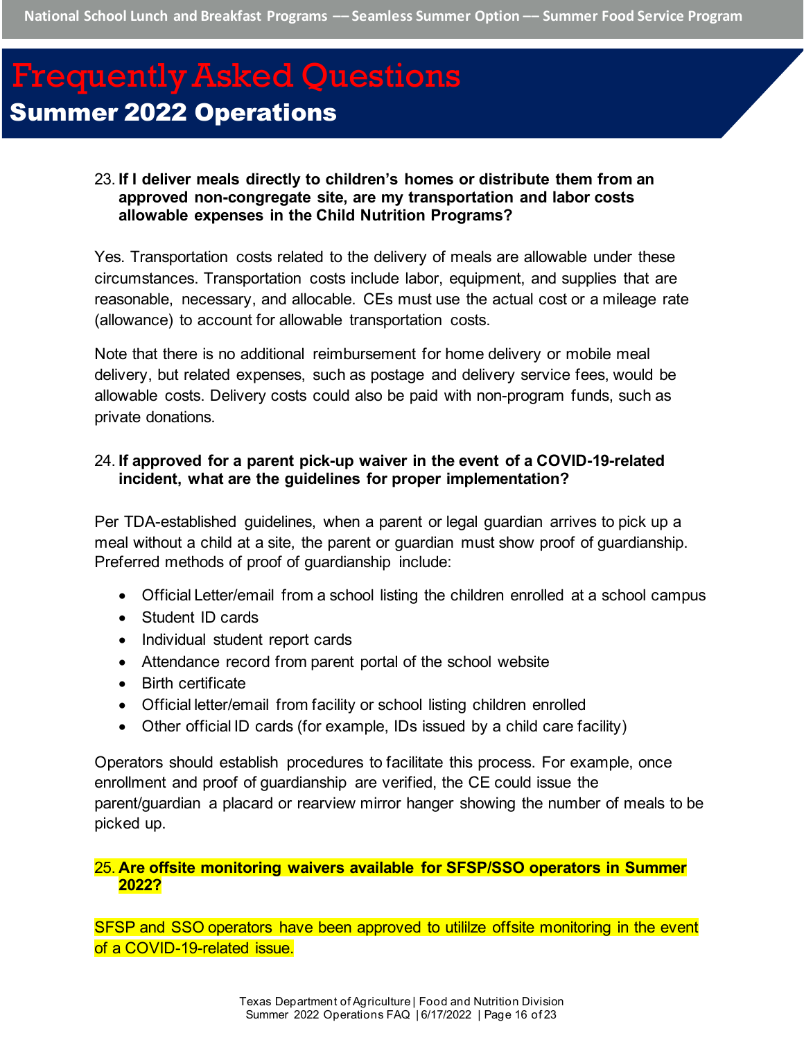# Frequently Asked Questions

## Summer 2022 Operations

23. **If I deliver meals directly to children's homes or distribute them from an approved non-congregate site, are my transportation and labor costs allowable expenses in the Child Nutrition Programs?**

Yes. Transportation costs related to the delivery of meals are allowable under these circumstances. Transportation costs include labor, equipment, and supplies that are reasonable, necessary, and allocable. CEs must use the actual cost or a mileage rate (allowance) to account for allowable transportation costs.

Note that there is no additional reimbursement for home delivery or mobile meal delivery, but related expenses, such as postage and delivery service fees, would be allowable costs. Delivery costs could also be paid with non-program funds, such as private donations.

24. **If approved for a parent pick-up waiver in the event of a COVID-19-related incident, what are the guidelines for proper implementation?**

Per TDA-established guidelines, when a parent or legal guardian arrives to pick up a meal without a child at a site, the parent or guardian must show proof of guardianship. Preferred methods of proof of guardianship include:

- Official Letter/email from a school listing the children enrolled at a school campus
- Student ID cards
- Individual student report cards
- Attendance record from parent portal of the school website
- Birth certificate
- Official letter/email from facility or school listing children enrolled
- Other official ID cards (for example, IDs issued by a child care facility)

Operators should establish procedures to facilitate this process. For example, once enrollment and proof of guardianship are verified, the CE could issue the parent/guardian a placard or rearview mirror hanger showing the number of meals to be picked up.

25. **Are offsite monitoring waivers available for SFSP/SSO operators in Summer 2022?**

SFSP and SSO operators have been approved to utililze offsite monitoring in the event of a COVID-19-related issue.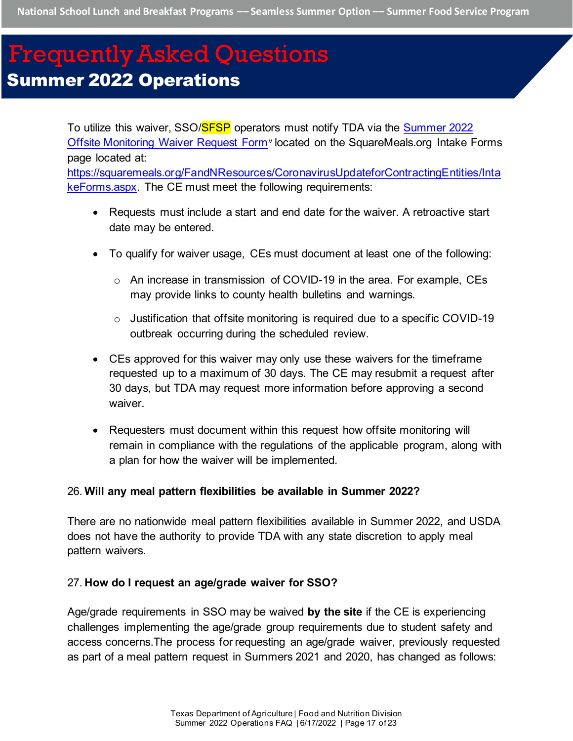To utilize this waiver, SSO/SFSP operators must notify TDA via the [Summer 2022 Offsite Monitoring Waiver Request Form](https://squaremeals.org/FandNResources/CoronavirusUpdateforContractingEntities/IntakeForms.aspx)[v] located on the SquareMeals.org Intake Forms page located at: https://squaremeals.org/FandNResources/CoronavirusUpdateforContractingEntities/IntakeForms.aspx. The CE must meet the following requirements:

- Requests must include a start and end date for the waiver. A retroactive start date may be entered.
- To qualify for waiver usage, CEs must document at least one of the following:
  - An increase in transmission of COVID-19 in the area. For example, CEs may provide links to county health bulletins and warnings.
  - Justification that offsite monitoring is required due to a specific COVID-19 outbreak occurring during the scheduled review.
- CEs approved for this waiver may only use these waivers for the timeframe requested up to a maximum of 30 days. The CE may resubmit a request after 30 days, but TDA may request more information before approving a second waiver.
- Requesters must document within this request how offsite monitoring will remain in compliance with the regulations of the applicable program, along with a plan for how the waiver will be implemented.

26. **Will any meal pattern flexibilities be available in Summer 2022?**

There are no nationwide meal pattern flexibilities available in Summer 2022, and USDA does not have the authority to provide TDA with any state discretion to apply meal pattern waivers.

27. **How do I request an age/grade waiver for SSO?**

Age/grade requirements in SSO may be waived **by the site** if the CE is experiencing challenges implementing the age/grade group requirements due to student safety and access concerns.The process for requesting an age/grade waiver, previously requested as part of a meal pattern request in Summers 2021 and 2020, has changed as follows: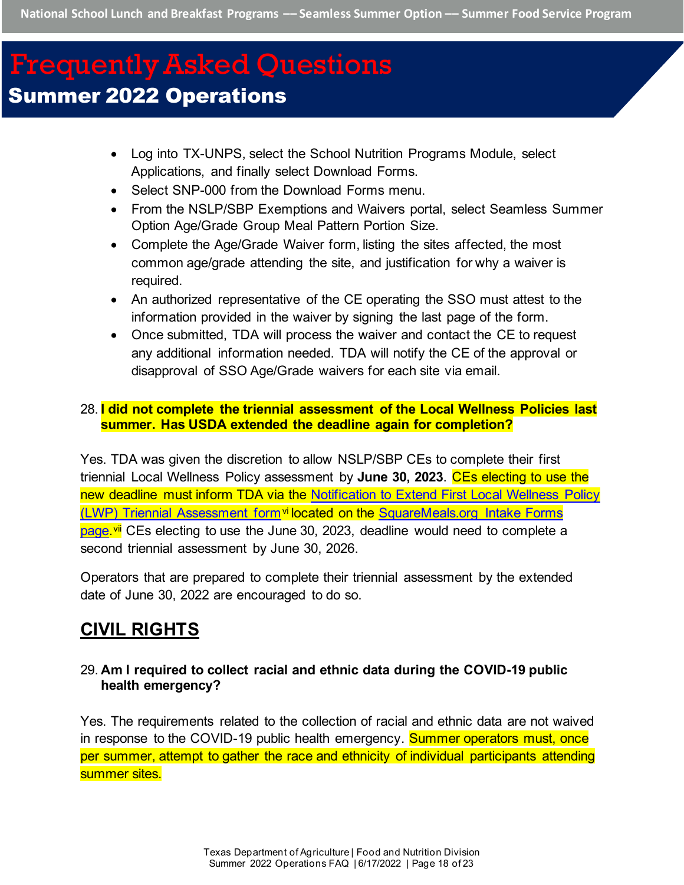- Log into TX-UNPS, select the School Nutrition Programs Module, select Applications, and finally select Download Forms.
- Select SNP-000 from the Download Forms menu.
- From the NSLP/SBP Exemptions and Waivers portal, select Seamless Summer Option Age/Grade Group Meal Pattern Portion Size.
- Complete the Age/Grade Waiver form, listing the sites affected, the most common age/grade attending the site, and justification for why a waiver is required.
- An authorized representative of the CE operating the SSO must attest to the information provided in the waiver by signing the last page of the form.
- Once submitted, TDA will process the waiver and contact the CE to request any additional information needed. TDA will notify the CE of the approval or disapproval of SSO Age/Grade waivers for each site via email.

28. **I did not complete the triennial assessment of the Local Wellness Policies last summer. Has USDA extended the deadline again for completion?**

Yes. TDA was given the discretion to allow NSLP/SBP CEs to complete their first triennial Local Wellness Policy assessment by **June 30, 2023**. CEs electing to use the new deadline must inform TDA via the Notification to Extend First Local Wellness Policy (LWP) Triennial Assessment form[vi] located on the SquareMeals.org Intake Forms page.[vii] CEs electing to use the June 30, 2023, deadline would need to complete a second triennial assessment by June 30, 2026.

Operators that are prepared to complete their triennial assessment by the extended date of June 30, 2022 are encouraged to do so.

## CIVIL RIGHTS

29. **Am I required to collect racial and ethnic data during the COVID-19 public health emergency?**

Yes. The requirements related to the collection of racial and ethnic data are not waived in response to the COVID-19 public health emergency. Summer operators must, once per summer, attempt to gather the race and ethnicity of individual participants attending summer sites.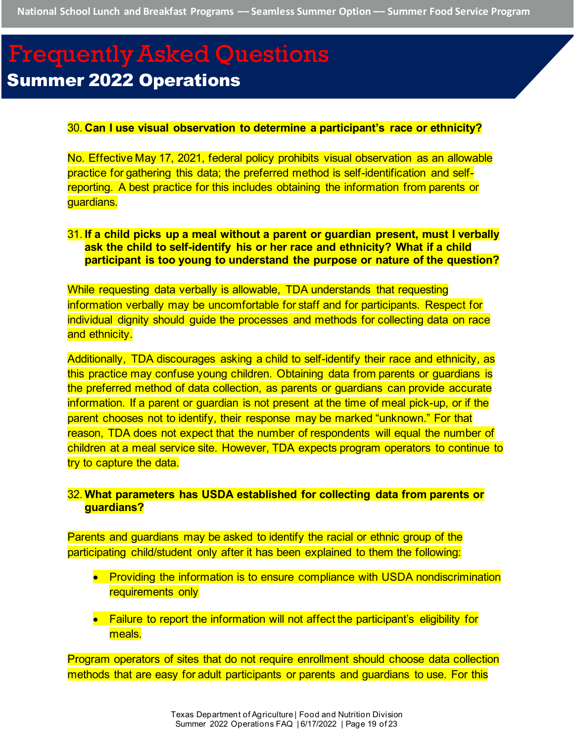30. **Can I use visual observation to determine a participant's race or ethnicity?**

No. Effective May 17, 2021, federal policy prohibits visual observation as an allowable practice for gathering this data; the preferred method is self-identification and self-reporting. A best practice for this includes obtaining the information from parents or guardians.

31. **If a child picks up a meal without a parent or guardian present, must I verbally ask the child to self-identify his or her race and ethnicity? What if a child participant is too young to understand the purpose or nature of the question?**

While requesting data verbally is allowable, TDA understands that requesting information verbally may be uncomfortable for staff and for participants. Respect for individual dignity should guide the processes and methods for collecting data on race and ethnicity.

Additionally, TDA discourages asking a child to self-identify their race and ethnicity, as this practice may confuse young children. Obtaining data from parents or guardians is the preferred method of data collection, as parents or guardians can provide accurate information. If a parent or guardian is not present at the time of meal pick-up, or if the parent chooses not to identify, their response may be marked "unknown." For that reason, TDA does not expect that the number of respondents will equal the number of children at a meal service site. However, TDA expects program operators to continue to try to capture the data.

32. **What parameters has USDA established for collecting data from parents or guardians?**

Parents and guardians may be asked to identify the racial or ethnic group of the participating child/student only after it has been explained to them the following:

- Providing the information is to ensure compliance with USDA nondiscrimination requirements only
- Failure to report the information will not affect the participant's eligibility for meals.

Program operators of sites that do not require enrollment should choose data collection methods that are easy for adult participants or parents and guardians to use. For this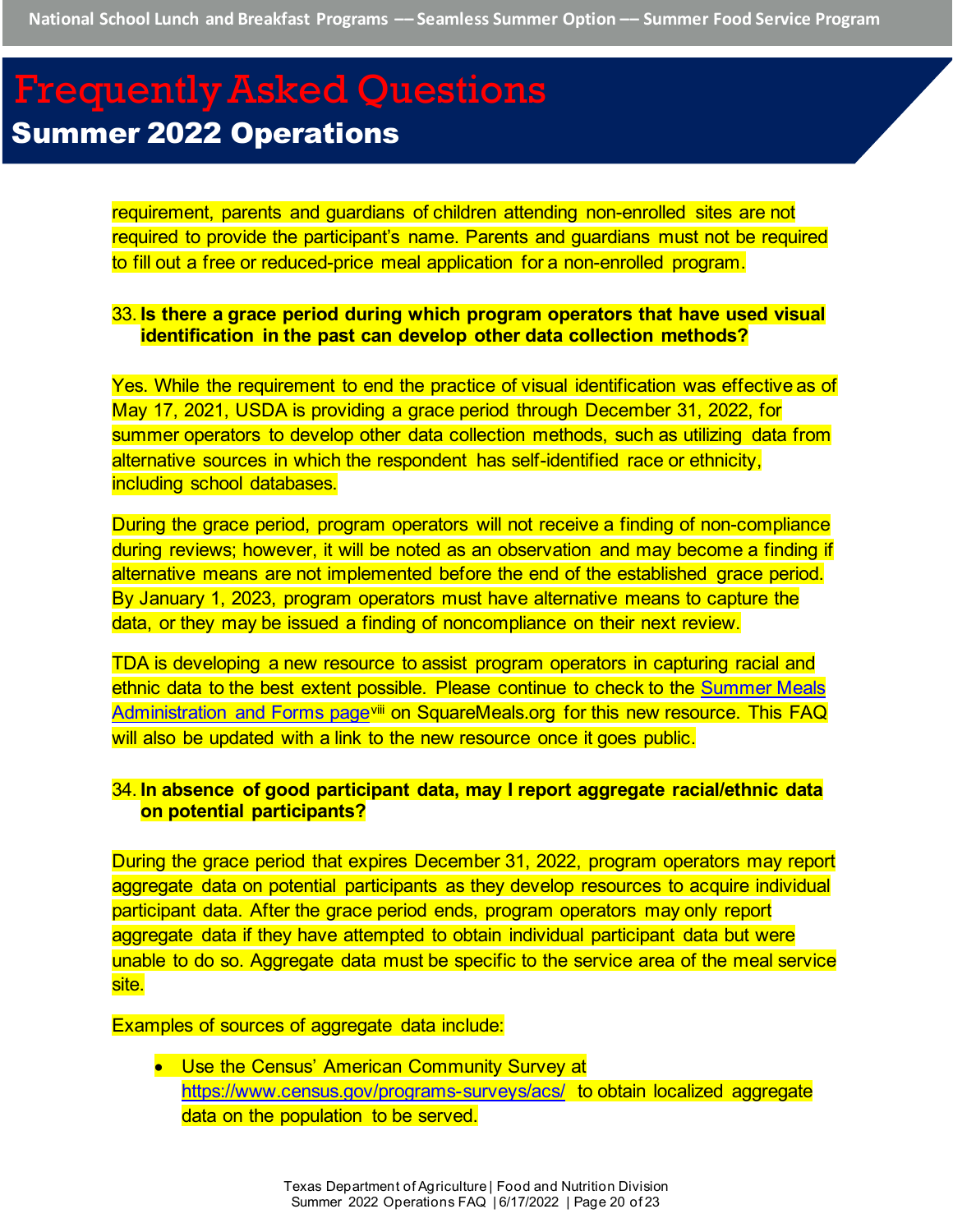requirement, parents and guardians of children attending non-enrolled sites are not required to provide the participant's name. Parents and guardians must not be required to fill out a free or reduced-price meal application for a non-enrolled program.

**33. Is there a grace period during which program operators that have used visual identification in the past can develop other data collection methods?**

Yes. While the requirement to end the practice of visual identification was effective as of May 17, 2021, USDA is providing a grace period through December 31, 2022, for summer operators to develop other data collection methods, such as utilizing data from alternative sources in which the respondent has self-identified race or ethnicity, including school databases.

During the grace period, program operators will not receive a finding of non-compliance during reviews; however, it will be noted as an observation and may become a finding if alternative means are not implemented before the end of the established grace period. By January 1, 2023, program operators must have alternative means to capture the data, or they may be issued a finding of noncompliance on their next review.

TDA is developing a new resource to assist program operators in capturing racial and ethnic data to the best extent possible. Please continue to check to the Summer Meals Administration and Forms page[viii] on SquareMeals.org for this new resource. This FAQ will also be updated with a link to the new resource once it goes public.

**34. In absence of good participant data, may I report aggregate racial/ethnic data on potential participants?**

During the grace period that expires December 31, 2022, program operators may report aggregate data on potential participants as they develop resources to acquire individual participant data. After the grace period ends, program operators may only report aggregate data if they have attempted to obtain individual participant data but were unable to do so. Aggregate data must be specific to the service area of the meal service site.

Examples of sources of aggregate data include:

- Use the Census' American Community Survey at https://www.census.gov/programs-surveys/acs/ to obtain localized aggregate data on the population to be served.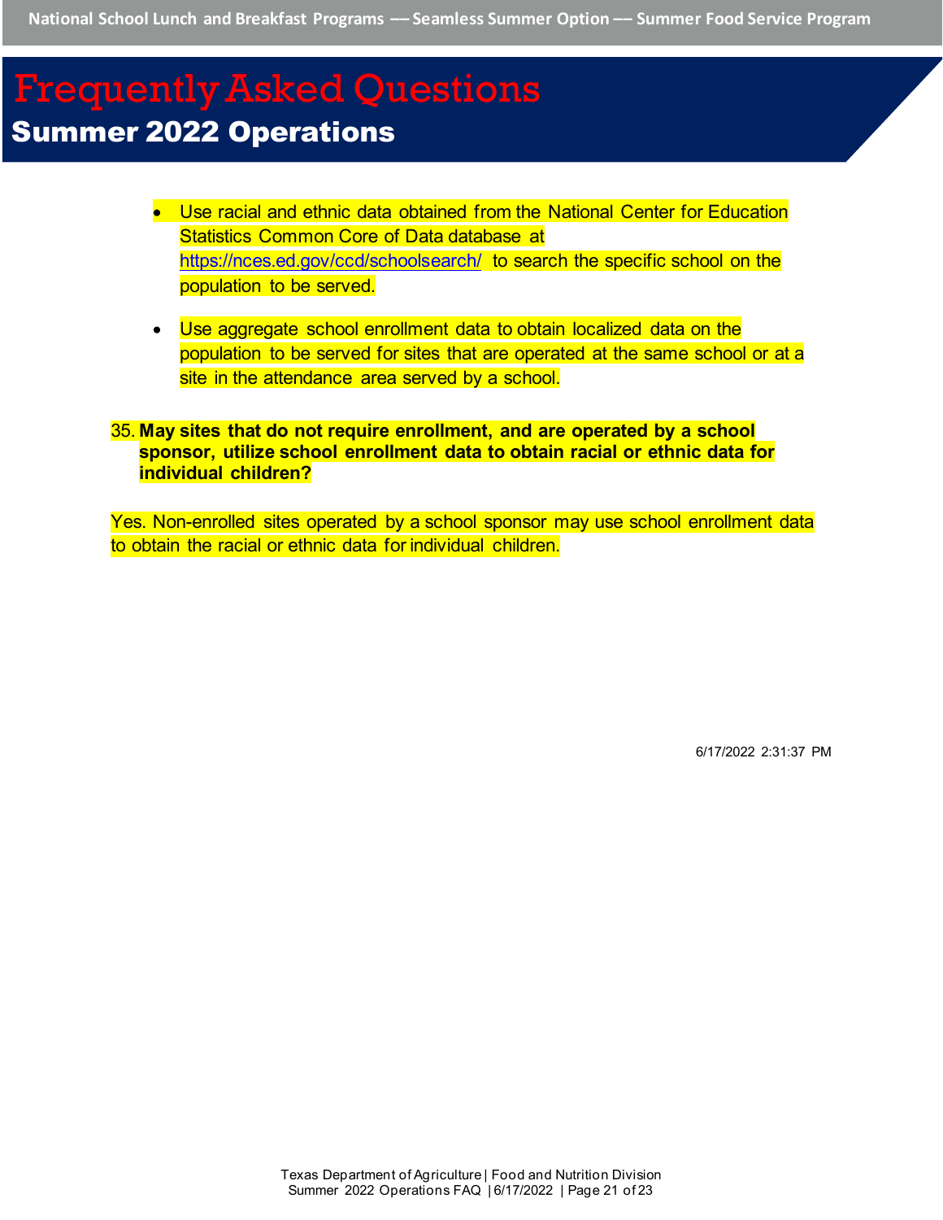- Use racial and ethnic data obtained from the National Center for Education Statistics Common Core of Data database at https://nces.ed.gov/ccd/schoolsearch/ to search the specific school on the population to be served.

- Use aggregate school enrollment data to obtain localized data on the population to be served for sites that are operated at the same school or at a site in the attendance area served by a school.

35. **May sites that do not require enrollment, and are operated by a school sponsor, utilize school enrollment data to obtain racial or ethnic data for individual children?**

Yes. Non-enrolled sites operated by a school sponsor may use school enrollment data to obtain the racial or ethnic data for individual children.

6/17/2022 2:31:37 PM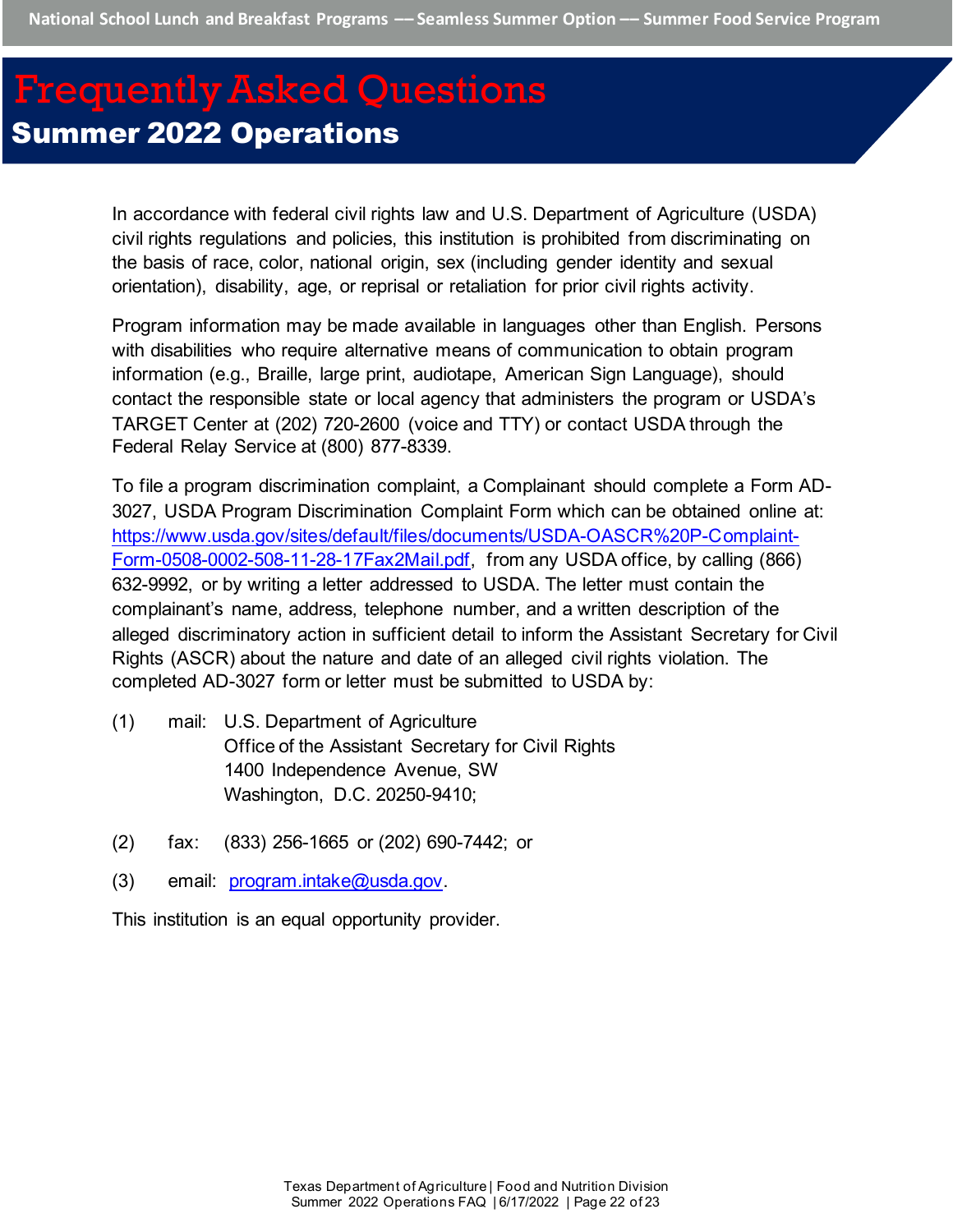In accordance with federal civil rights law and U.S. Department of Agriculture (USDA) civil rights regulations and policies, this institution is prohibited from discriminating on the basis of race, color, national origin, sex (including gender identity and sexual orientation), disability, age, or reprisal or retaliation for prior civil rights activity.

Program information may be made available in languages other than English. Persons with disabilities who require alternative means of communication to obtain program information (e.g., Braille, large print, audiotape, American Sign Language), should contact the responsible state or local agency that administers the program or USDA's TARGET Center at (202) 720-2600 (voice and TTY) or contact USDA through the Federal Relay Service at (800) 877-8339.

To file a program discrimination complaint, a Complainant should complete a Form AD-3027, USDA Program Discrimination Complaint Form which can be obtained online at: https://www.usda.gov/sites/default/files/documents/USDA-OASCR%20P-Complaint-Form-0508-0002-508-11-28-17Fax2Mail.pdf, from any USDA office, by calling (866) 632-9992, or by writing a letter addressed to USDA. The letter must contain the complainant's name, address, telephone number, and a written description of the alleged discriminatory action in sufficient detail to inform the Assistant Secretary for Civil Rights (ASCR) about the nature and date of an alleged civil rights violation. The completed AD-3027 form or letter must be submitted to USDA by:

(1) mail: U.S. Department of Agriculture
Office of the Assistant Secretary for Civil Rights
1400 Independence Avenue, SW
Washington, D.C. 20250-9410;

(2) fax: (833) 256-1665 or (202) 690-7442; or

(3) email: program.intake@usda.gov.

This institution is an equal opportunity provider.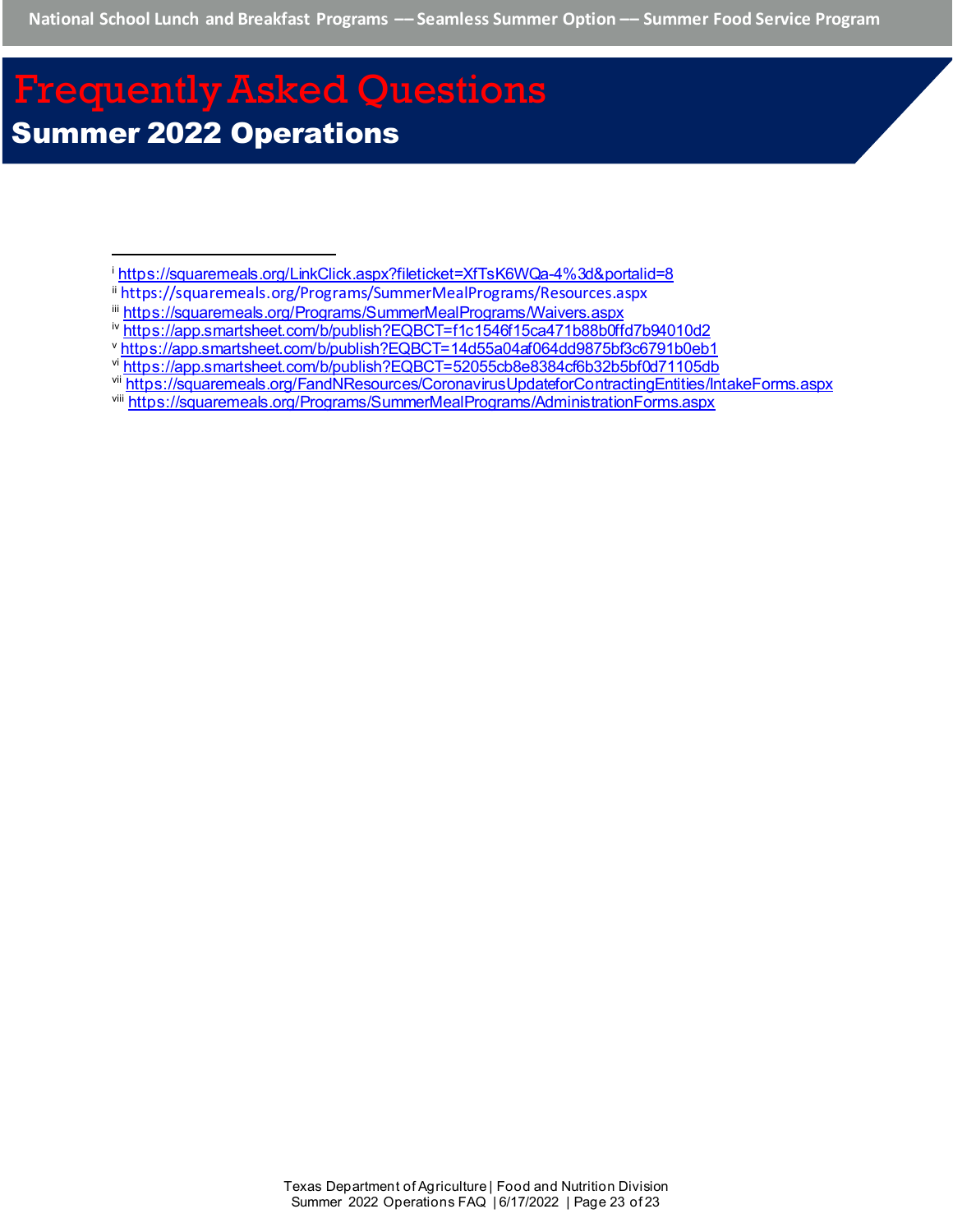# Frequently Asked Questions

## Summer 2022 Operations

---

[i] https://squaremeals.org/LinkClick.aspx?fileticket=XfTsK6WQa-4%3d&portalid=8
[ii] https://squaremeals.org/Programs/SummerMealPrograms/Resources.aspx
[iii] https://squaremeals.org/Programs/SummerMealPrograms/Waivers.aspx
[iv] https://app.smartsheet.com/b/publish?EQBCT=f1c1546f15ca471b88b0ffd7b94010d2
[v] https://app.smartsheet.com/b/publish?EQBCT=14d55a04af064dd9875bf3c6791b0eb1
[vi] https://app.smartsheet.com/b/publish?EQBCT=52055cb8e8384cf6b32b5bf0d71105db
[vii] https://squaremeals.org/FandNResources/CoronavirusUpdateforContractingEntities/IntakeForms.aspx
[viii] https://squaremeals.org/Programs/SummerMealPrograms/AdministrationForms.aspx